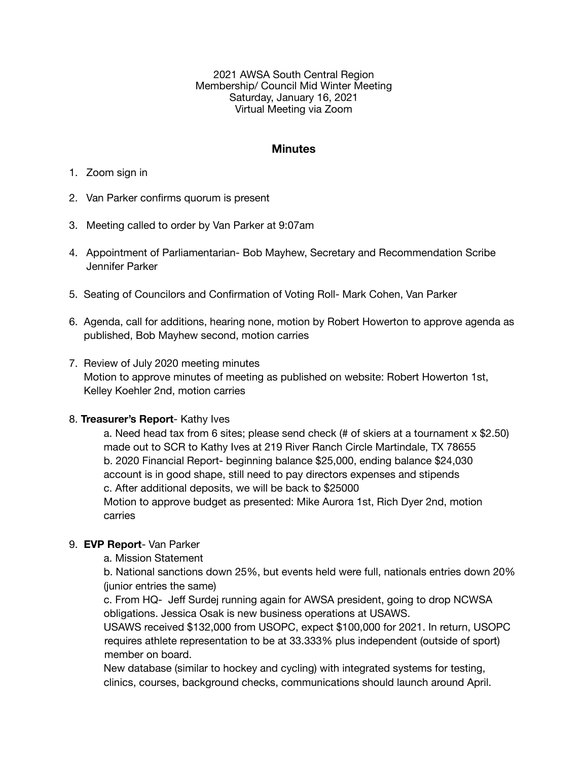2021 AWSA South Central Region
Membership/ Council Mid Winter Meeting
Saturday, January 16, 2021
Virtual Meeting via Zoom

## Minutes

1. Zoom sign in
2. Van Parker confirms quorum is present
3. Meeting called to order by Van Parker at 9:07am
4. Appointment of Parliamentarian- Bob Mayhew, Secretary and Recommendation Scribe Jennifer Parker
5. Seating of Councilors and Confirmation of Voting Roll- Mark Cohen, Van Parker
6. Agenda, call for additions, hearing none, motion by Robert Howerton to approve agenda as published, Bob Mayhew second, motion carries
7. Review of July 2020 meeting minutes
   Motion to approve minutes of meeting as published on website: Robert Howerton 1st, Kelley Koehler 2nd, motion carries
8. **Treasurer's Report**- Kathy Ives
   a. Need head tax from 6 sites; please send check (# of skiers at a tournament x $2.50) made out to SCR to Kathy Ives at 219 River Ranch Circle Martindale, TX 78655
   b. 2020 Financial Report- beginning balance $25,000, ending balance $24,030 account is in good shape, still need to pay directors expenses and stipends
   c. After additional deposits, we will be back to $25000
   Motion to approve budget as presented: Mike Aurora 1st, Rich Dyer 2nd, motion carries
9. **EVP Report**- Van Parker
   a. Mission Statement
   b. National sanctions down 25%, but events held were full, nationals entries down 20% (junior entries the same)
   c. From HQ- Jeff Surdej running again for AWSA president, going to drop NCWSA obligations. Jessica Osak is new business operations at USAWS.
   USAWS received $132,000 from USOPC, expect $100,000 for 2021. In return, USOPC requires athlete representation to be at 33.333% plus independent (outside of sport) member on board.
   New database (similar to hockey and cycling) with integrated systems for testing, clinics, courses, background checks, communications should launch around April.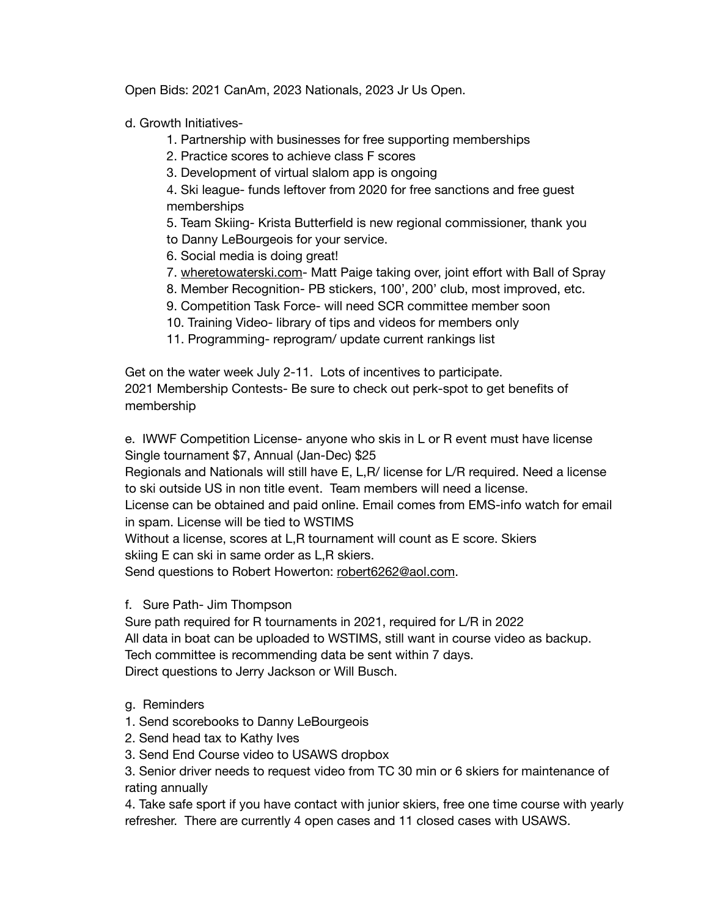Open Bids: 2021 CanAm, 2023 Nationals, 2023 Jr Us Open.

d. Growth Initiatives-

1. Partnership with businesses for free supporting memberships
2. Practice scores to achieve class F scores
3. Development of virtual slalom app is ongoing
4. Ski league- funds leftover from 2020 for free sanctions and free guest memberships
5. Team Skiing- Krista Butterfield is new regional commissioner, thank you to Danny LeBourgeois for your service.
6. Social media is doing great!
7. wheretowaterski.com- Matt Paige taking over, joint effort with Ball of Spray
8. Member Recognition- PB stickers, 100', 200' club, most improved, etc.
9. Competition Task Force- will need SCR committee member soon
10. Training Video- library of tips and videos for members only
11. Programming- reprogram/ update current rankings list

Get on the water week July 2-11. Lots of incentives to participate.
2021 Membership Contests- Be sure to check out perk-spot to get benefits of membership

e. IWWF Competition License- anyone who skis in L or R event must have license
Single tournament $7, Annual (Jan-Dec) $25
Regionals and Nationals will still have E, L,R/ license for L/R required. Need a license to ski outside US in non title event. Team members will need a license.
License can be obtained and paid online. Email comes from EMS-info watch for email in spam. License will be tied to WSTIMS
Without a license, scores at L,R tournament will count as E score. Skiers skiing E can ski in same order as L,R skiers.
Send questions to Robert Howerton: robert6262@aol.com.

f. Sure Path- Jim Thompson
Sure path required for R tournaments in 2021, required for L/R in 2022
All data in boat can be uploaded to WSTIMS, still want in course video as backup.
Tech committee is recommending data be sent within 7 days.
Direct questions to Jerry Jackson or Will Busch.

g. Reminders
1. Send scorebooks to Danny LeBourgeois
2. Send head tax to Kathy Ives
3. Send End Course video to USAWS dropbox
3. Senior driver needs to request video from TC 30 min or 6 skiers for maintenance of rating annually
4. Take safe sport if you have contact with junior skiers, free one time course with yearly refresher. There are currently 4 open cases and 11 closed cases with USAWS.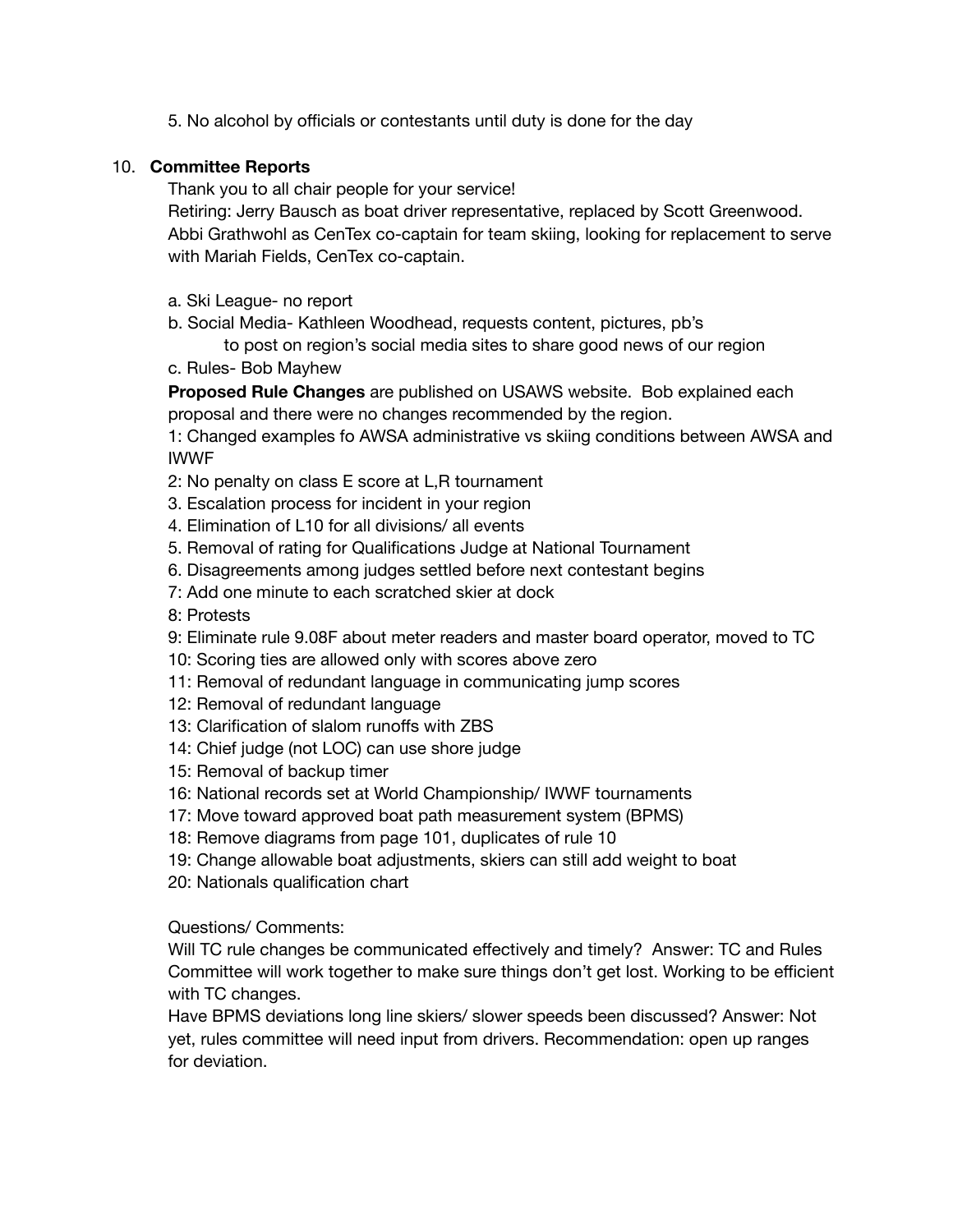5. No alcohol by officials or contestants until duty is done for the day

10. **Committee Reports**

Thank you to all chair people for your service!
Retiring: Jerry Bausch as boat driver representative, replaced by Scott Greenwood.
Abbi Grathwohl as CenTex co-captain for team skiing, looking for replacement to serve with Mariah Fields, CenTex co-captain.

a. Ski League- no report

b. Social Media- Kathleen Woodhead, requests content, pictures, pb's to post on region's social media sites to share good news of our region

c. Rules- Bob Mayhew

**Proposed Rule Changes** are published on USAWS website. Bob explained each proposal and there were no changes recommended by the region.

1: Changed examples fo AWSA administrative vs skiing conditions between AWSA and IWWF
2: No penalty on class E score at L,R tournament
3. Escalation process for incident in your region
4. Elimination of L10 for all divisions/ all events
5. Removal of rating for Qualifications Judge at National Tournament
6. Disagreements among judges settled before next contestant begins
7: Add one minute to each scratched skier at dock
8: Protests
9: Eliminate rule 9.08F about meter readers and master board operator, moved to TC
10: Scoring ties are allowed only with scores above zero
11: Removal of redundant language in communicating jump scores
12: Removal of redundant language
13: Clarification of slalom runoffs with ZBS
14: Chief judge (not LOC) can use shore judge
15: Removal of backup timer
16: National records set at World Championship/ IWWF tournaments
17: Move toward approved boat path measurement system (BPMS)
18: Remove diagrams from page 101, duplicates of rule 10
19: Change allowable boat adjustments, skiers can still add weight to boat
20: Nationals qualification chart

Questions/ Comments:
Will TC rule changes be communicated effectively and timely? Answer: TC and Rules Committee will work together to make sure things don't get lost. Working to be efficient with TC changes.
Have BPMS deviations long line skiers/ slower speeds been discussed? Answer: Not yet, rules committee will need input from drivers. Recommendation: open up ranges for deviation.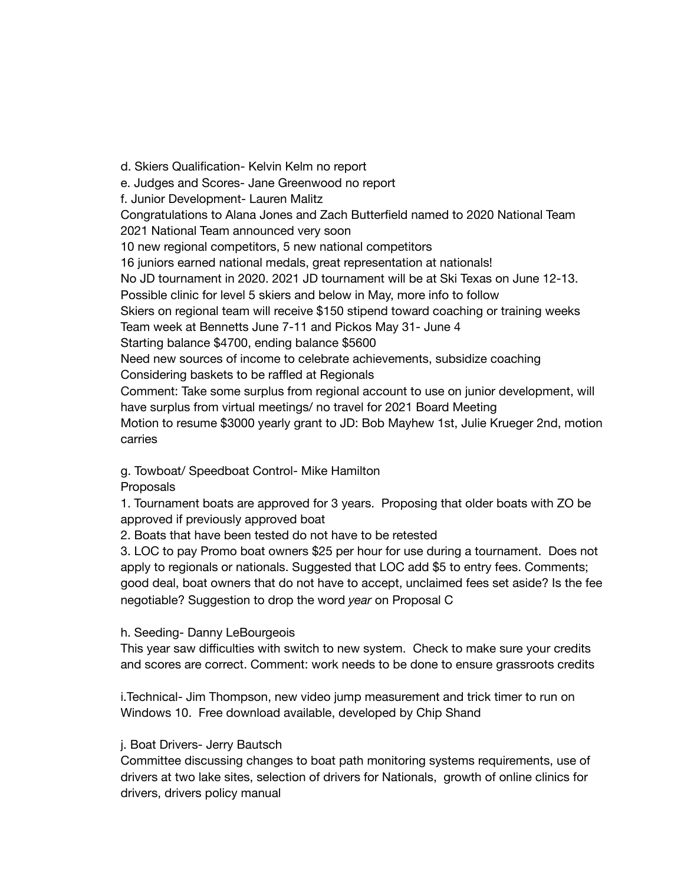d. Skiers Qualification- Kelvin Kelm no report

e. Judges and Scores- Jane Greenwood no report

f. Junior Development- Lauren Malitz

Congratulations to Alana Jones and Zach Butterfield named to 2020 National Team

2021 National Team announced very soon

10 new regional competitors, 5 new national competitors

16 juniors earned national medals, great representation at nationals!

No JD tournament in 2020. 2021 JD tournament will be at Ski Texas on June 12-13.

Possible clinic for level 5 skiers and below in May, more info to follow

Skiers on regional team will receive $150 stipend toward coaching or training weeks

Team week at Bennetts June 7-11 and Pickos May 31- June 4

Starting balance $4700, ending balance $5600

Need new sources of income to celebrate achievements, subsidize coaching

Considering baskets to be raffled at Regionals

Comment: Take some surplus from regional account to use on junior development, will have surplus from virtual meetings/ no travel for 2021 Board Meeting

Motion to resume $3000 yearly grant to JD: Bob Mayhew 1st, Julie Krueger 2nd, motion carries

g. Towboat/ Speedboat Control- Mike Hamilton

Proposals

1. Tournament boats are approved for 3 years. Proposing that older boats with ZO be approved if previously approved boat
2. Boats that have been tested do not have to be retested
3. LOC to pay Promo boat owners $25 per hour for use during a tournament. Does not apply to regionals or nationals. Suggested that LOC add $5 to entry fees. Comments; good deal, boat owners that do not have to accept, unclaimed fees set aside? Is the fee negotiable? Suggestion to drop the word *year* on Proposal C

h. Seeding- Danny LeBourgeois

This year saw difficulties with switch to new system. Check to make sure your credits and scores are correct. Comment: work needs to be done to ensure grassroots credits

i.Technical- Jim Thompson, new video jump measurement and trick timer to run on Windows 10. Free download available, developed by Chip Shand

j. Boat Drivers- Jerry Bautsch

Committee discussing changes to boat path monitoring systems requirements, use of drivers at two lake sites, selection of drivers for Nationals, growth of online clinics for drivers, drivers policy manual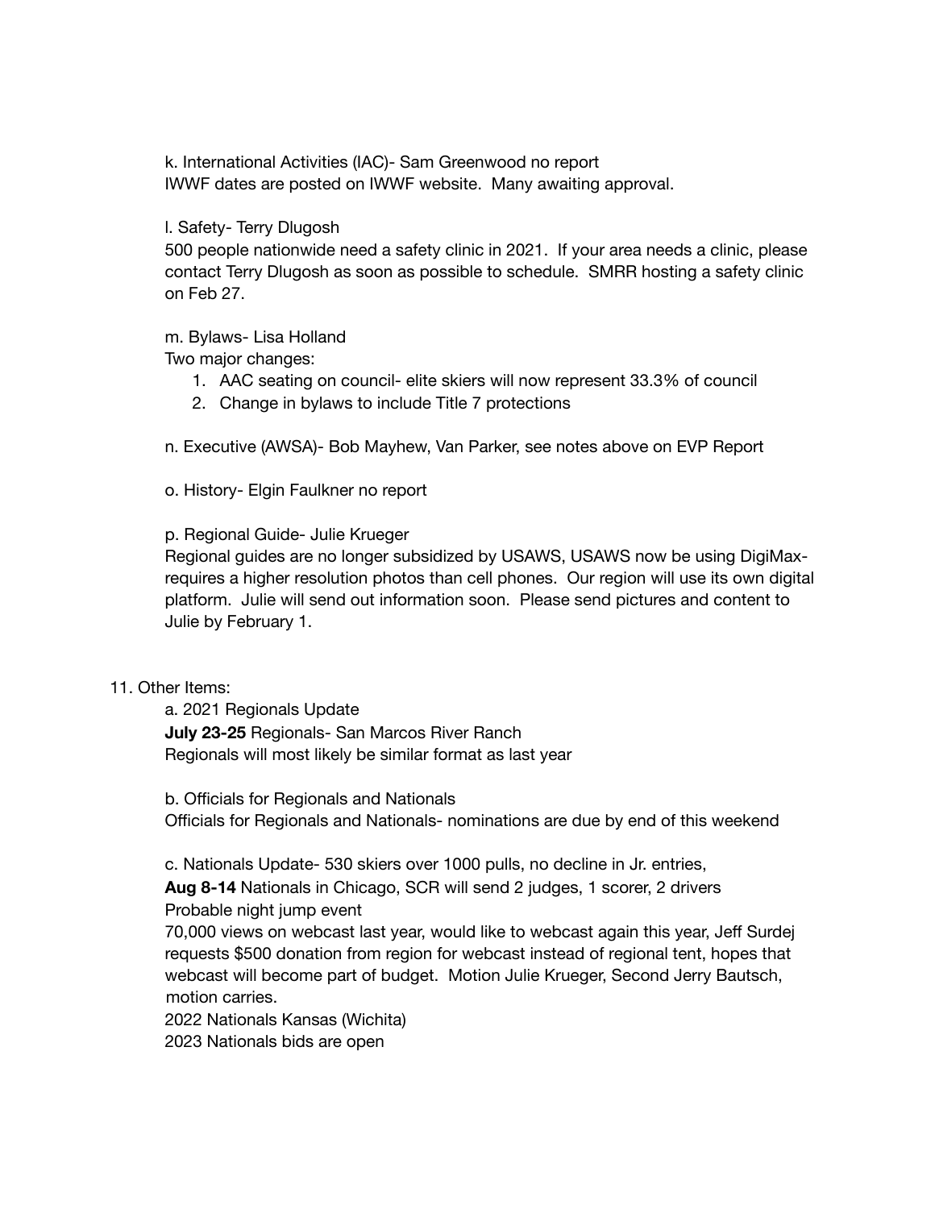k. International Activities (IAC)- Sam Greenwood no report
IWWF dates are posted on IWWF website. Many awaiting approval.

l. Safety- Terry Dlugosh
500 people nationwide need a safety clinic in 2021. If your area needs a clinic, please contact Terry Dlugosh as soon as possible to schedule. SMRR hosting a safety clinic on Feb 27.

m. Bylaws- Lisa Holland
Two major changes:

1. AAC seating on council- elite skiers will now represent 33.3% of council
2. Change in bylaws to include Title 7 protections

n. Executive (AWSA)- Bob Mayhew, Van Parker, see notes above on EVP Report

o. History- Elgin Faulkner no report

p. Regional Guide- Julie Krueger
Regional guides are no longer subsidized by USAWS, USAWS now be using DigiMax- requires a higher resolution photos than cell phones. Our region will use its own digital platform. Julie will send out information soon. Please send pictures and content to Julie by February 1.

11. Other Items:

a. 2021 Regionals Update
**July 23-25** Regionals- San Marcos River Ranch
Regionals will most likely be similar format as last year

b. Officials for Regionals and Nationals
Officials for Regionals and Nationals- nominations are due by end of this weekend

c. Nationals Update- 530 skiers over 1000 pulls, no decline in Jr. entries,
**Aug 8-14** Nationals in Chicago, SCR will send 2 judges, 1 scorer, 2 drivers
Probable night jump event
70,000 views on webcast last year, would like to webcast again this year, Jeff Surdej requests $500 donation from region for webcast instead of regional tent, hopes that webcast will become part of budget. Motion Julie Krueger, Second Jerry Bautsch, motion carries.
2022 Nationals Kansas (Wichita)
2023 Nationals bids are open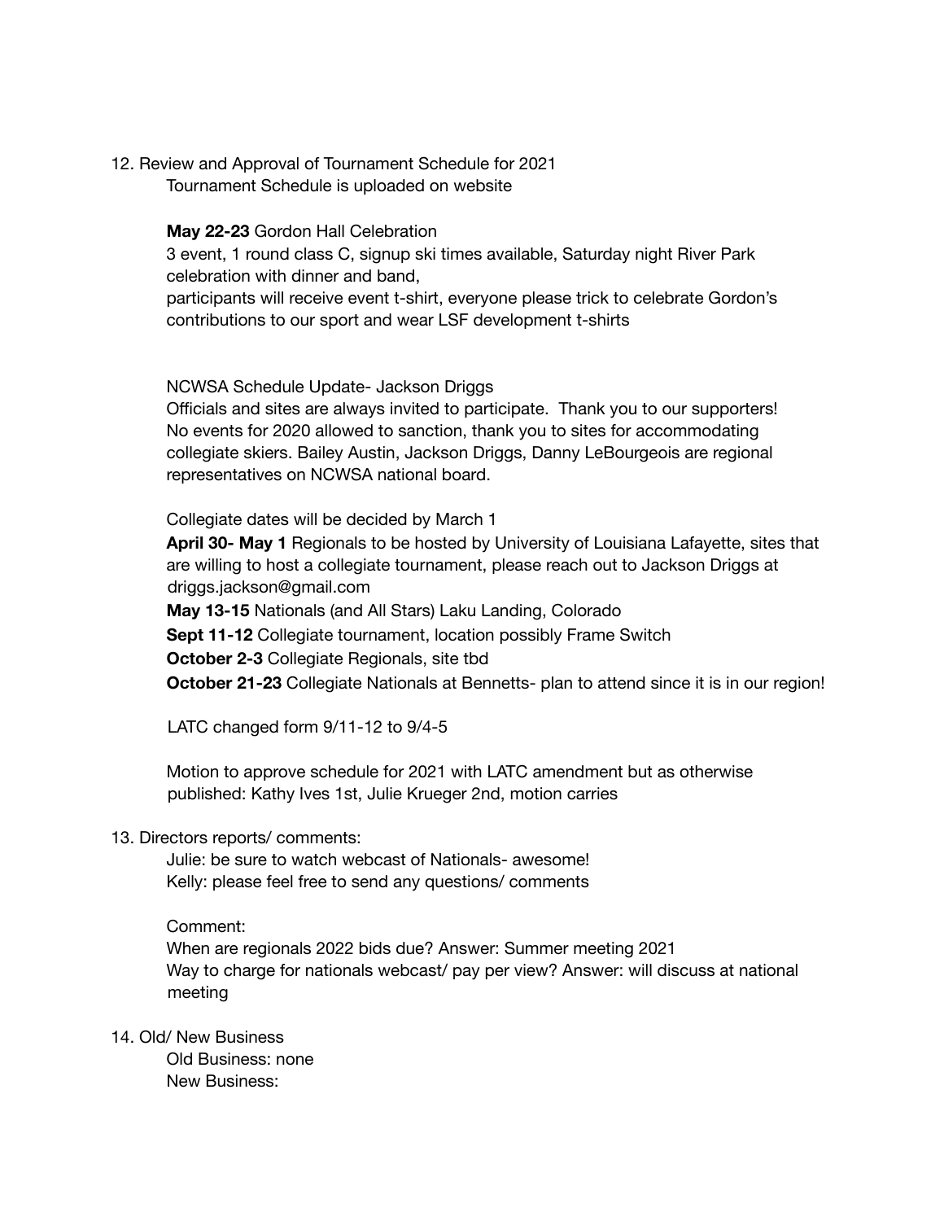12. Review and Approval of Tournament Schedule for 2021

    Tournament Schedule is uploaded on website

    **May 22-23** Gordon Hall Celebration

    3 event, 1 round class C, signup ski times available, Saturday night River Park celebration with dinner and band,

    participants will receive event t-shirt, everyone please trick to celebrate Gordon's contributions to our sport and wear LSF development t-shirts

    NCWSA Schedule Update- Jackson Driggs

    Officials and sites are always invited to participate. Thank you to our supporters! No events for 2020 allowed to sanction, thank you to sites for accommodating collegiate skiers. Bailey Austin, Jackson Driggs, Danny LeBourgeois are regional representatives on NCWSA national board.

    Collegiate dates will be decided by March 1

    **April 30- May 1** Regionals to be hosted by University of Louisiana Lafayette, sites that are willing to host a collegiate tournament, please reach out to Jackson Driggs at driggs.jackson@gmail.com

    **May 13-15** Nationals (and All Stars) Laku Landing, Colorado

    **Sept 11-12** Collegiate tournament, location possibly Frame Switch

    **October 2-3** Collegiate Regionals, site tbd

    **October 21-23** Collegiate Nationals at Bennetts- plan to attend since it is in our region!

    LATC changed form 9/11-12 to 9/4-5

    Motion to approve schedule for 2021 with LATC amendment but as otherwise published: Kathy Ives 1st, Julie Krueger 2nd, motion carries

13. Directors reports/ comments:

    Julie: be sure to watch webcast of Nationals- awesome!

    Kelly: please feel free to send any questions/ comments

    Comment:

    When are regionals 2022 bids due? Answer: Summer meeting 2021

    Way to charge for nationals webcast/ pay per view? Answer: will discuss at national meeting

14. Old/ New Business

    Old Business: none

    New Business: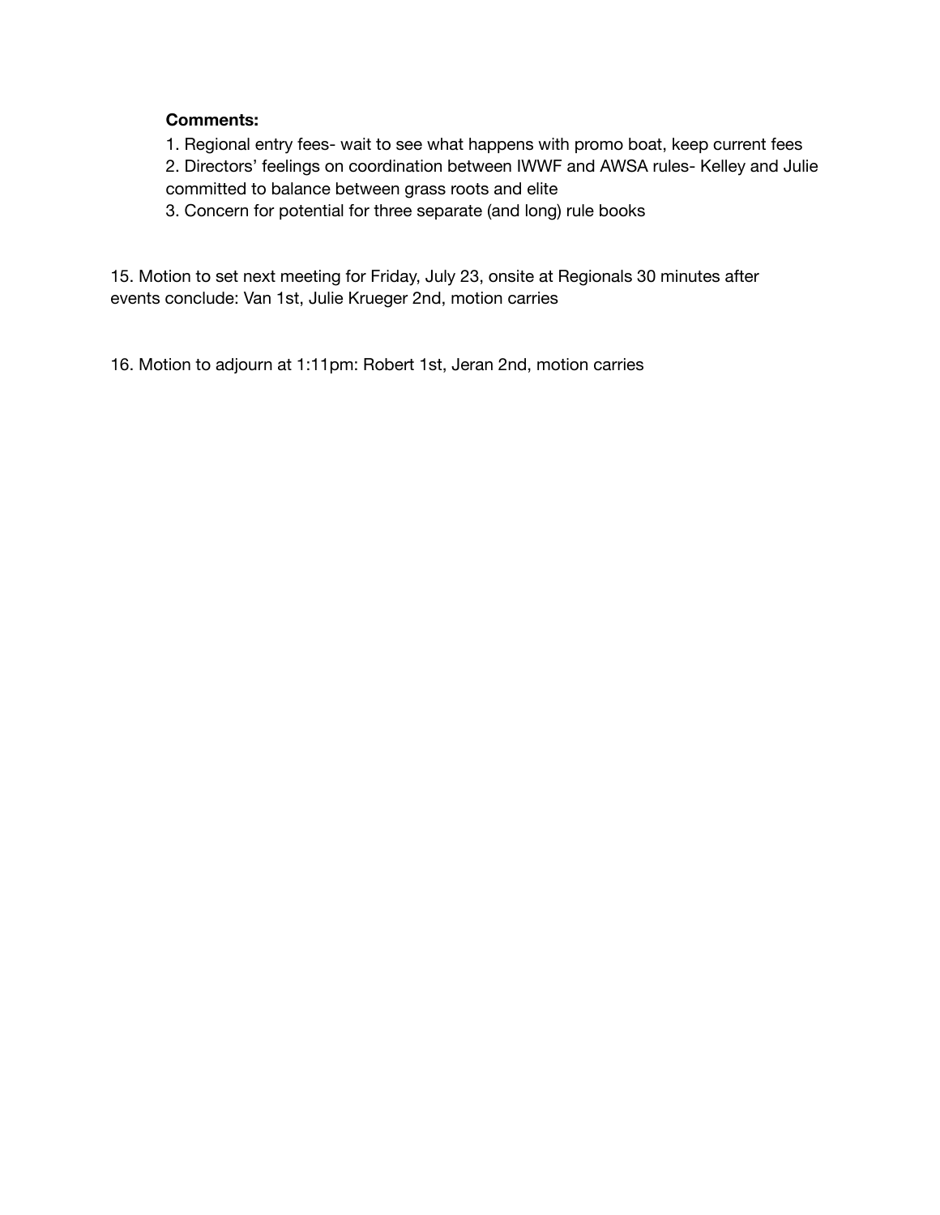**Comments:**

1. Regional entry fees- wait to see what happens with promo boat, keep current fees
2. Directors' feelings on coordination between IWWF and AWSA rules- Kelley and Julie committed to balance between grass roots and elite
3. Concern for potential for three separate (and long) rule books

15. Motion to set next meeting for Friday, July 23, onsite at Regionals 30 minutes after events conclude: Van 1st, Julie Krueger 2nd, motion carries

16. Motion to adjourn at 1:11pm: Robert 1st, Jeran 2nd, motion carries